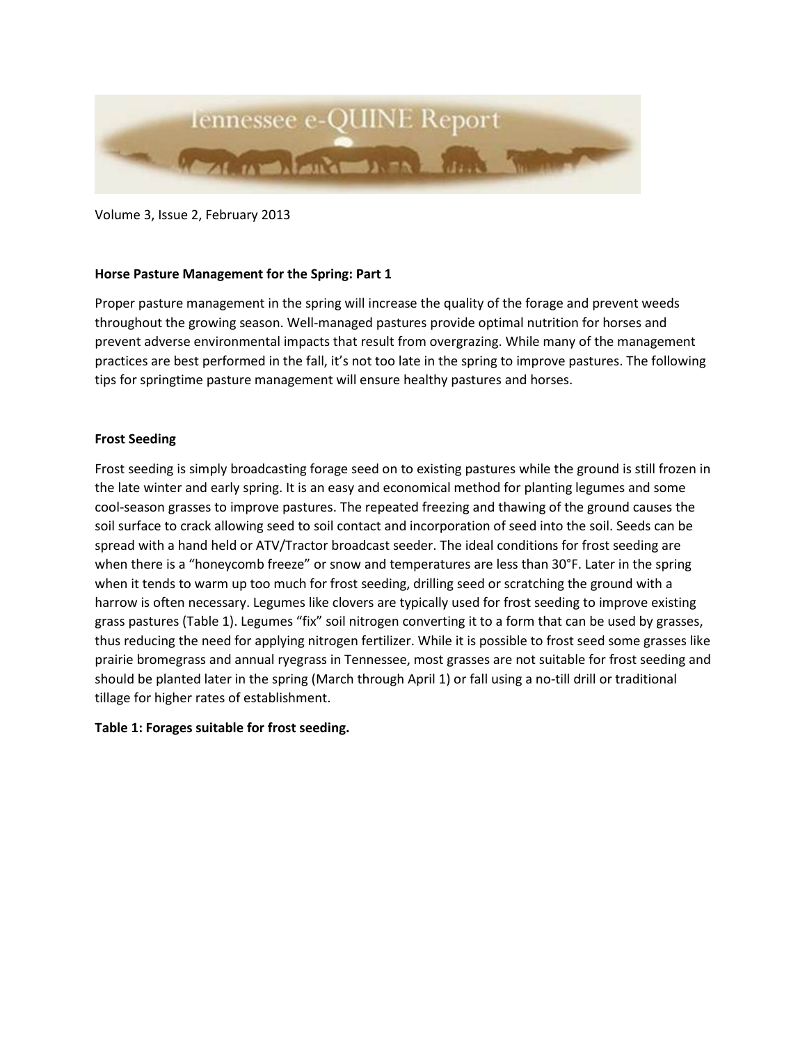Tennessee e-QUINE Report

Volume 3, Issue 2, February 2013

**Horse Pasture Management for the Spring: Part 1**

Proper pasture management in the spring will increase the quality of the forage and prevent weeds throughout the growing season. Well-managed pastures provide optimal nutrition for horses and prevent adverse environmental impacts that result from overgrazing. While many of the management practices are best performed in the fall, it's not too late in the spring to improve pastures. The following tips for springtime pasture management will ensure healthy pastures and horses.

**Frost Seeding**

Frost seeding is simply broadcasting forage seed on to existing pastures while the ground is still frozen in the late winter and early spring. It is an easy and economical method for planting legumes and some cool-season grasses to improve pastures. The repeated freezing and thawing of the ground causes the soil surface to crack allowing seed to soil contact and incorporation of seed into the soil. Seeds can be spread with a hand held or ATV/Tractor broadcast seeder. The ideal conditions for frost seeding are when there is a "honeycomb freeze" or snow and temperatures are less than 30°F. Later in the spring when it tends to warm up too much for frost seeding, drilling seed or scratching the ground with a harrow is often necessary. Legumes like clovers are typically used for frost seeding to improve existing grass pastures (Table 1). Legumes "fix" soil nitrogen converting it to a form that can be used by grasses, thus reducing the need for applying nitrogen fertilizer. While it is possible to frost seed some grasses like prairie bromegrass and annual ryegrass in Tennessee, most grasses are not suitable for frost seeding and should be planted later in the spring (March through April 1) or fall using a no-till drill or traditional tillage for higher rates of establishment.

**Table 1: Forages suitable for frost seeding.**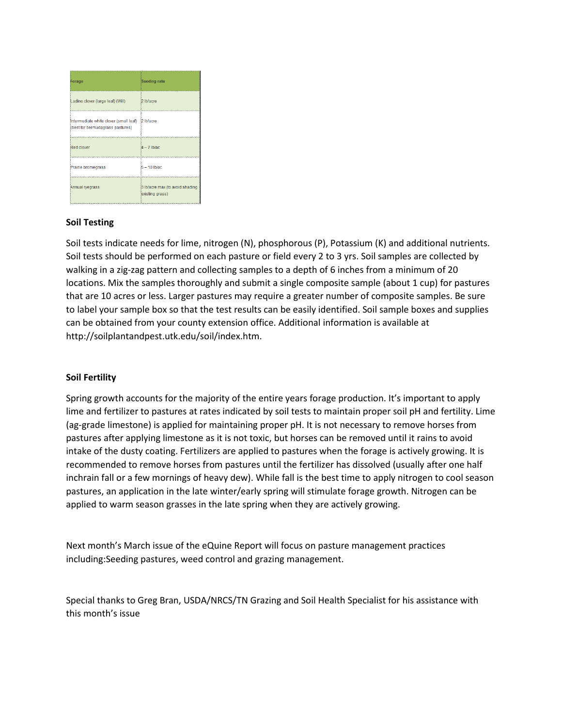| Forage | Seeding rate |
|---|---|
| Ladino clover (large leaf) (Will) | 2 lb/acre |
| Intermediate white clover (small leaf) (best for bermudagrass pastures) | 2 lb/acre |
| Red clover | 4 – 7 lb/ac |
| Prairie bromegrass | 5 – 10 lb/ac |
| Annual ryegrass | 3 lb/acre max (to avoid shading existing grass) |

**Soil Testing**

Soil tests indicate needs for lime, nitrogen (N), phosphorous (P), Potassium (K) and additional nutrients. Soil tests should be performed on each pasture or field every 2 to 3 yrs. Soil samples are collected by walking in a zig-zag pattern and collecting samples to a depth of 6 inches from a minimum of 20 locations. Mix the samples thoroughly and submit a single composite sample (about 1 cup) for pastures that are 10 acres or less. Larger pastures may require a greater number of composite samples. Be sure to label your sample box so that the test results can be easily identified. Soil sample boxes and supplies can be obtained from your county extension office. Additional information is available at http://soilplantandpest.utk.edu/soil/index.htm.

**Soil Fertility**

Spring growth accounts for the majority of the entire years forage production. It's important to apply lime and fertilizer to pastures at rates indicated by soil tests to maintain proper soil pH and fertility. Lime (ag-grade limestone) is applied for maintaining proper pH. It is not necessary to remove horses from pastures after applying limestone as it is not toxic, but horses can be removed until it rains to avoid intake of the dusty coating. Fertilizers are applied to pastures when the forage is actively growing. It is recommended to remove horses from pastures until the fertilizer has dissolved (usually after one half inchrain fall or a few mornings of heavy dew). While fall is the best time to apply nitrogen to cool season pastures, an application in the late winter/early spring will stimulate forage growth. Nitrogen can be applied to warm season grasses in the late spring when they are actively growing.

Next month's March issue of the eQuine Report will focus on pasture management practices including:Seeding pastures, weed control and grazing management.

Special thanks to Greg Bran, USDA/NRCS/TN Grazing and Soil Health Specialist for his assistance with this month's issue